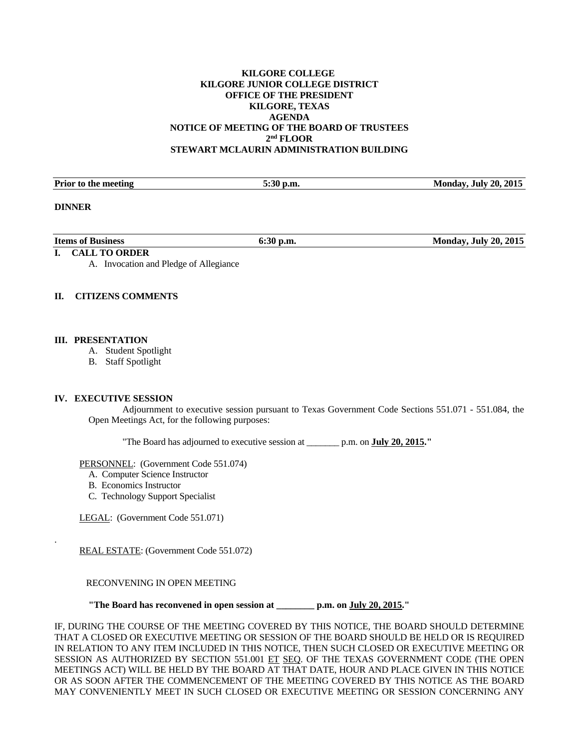**KILGORE COLLEGE**
**KILGORE JUNIOR COLLEGE DISTRICT**
**OFFICE OF THE PRESIDENT**
**KILGORE, TEXAS**
**AGENDA**
**NOTICE OF MEETING OF THE BOARD OF TRUSTEES**
**2nd FLOOR**
**STEWART MCLAURIN ADMINISTRATION BUILDING**

| **Prior to the meeting** | **5:30 p.m.** | **Monday, July 20, 2015** |
|---|---|---|

**DINNER**

| **Items of Business** | **6:30 p.m.** | **Monday, July 20, 2015** |
|---|---|---|

**I. CALL TO ORDER**

A. Invocation and Pledge of Allegiance

**II. CITIZENS COMMENTS**

**III. PRESENTATION**

A. Student Spotlight
B. Staff Spotlight

**IV. EXECUTIVE SESSION**

Adjournment to executive session pursuant to Texas Government Code Sections 551.071 - 551.084, the Open Meetings Act, for the following purposes:

"The Board has adjourned to executive session at _______ p.m. on **July 20, 2015."**

PERSONNEL: (Government Code 551.074)

A. Computer Science Instructor
B. Economics Instructor
C. Technology Support Specialist

LEGAL: (Government Code 551.071)

REAL ESTATE: (Government Code 551.072)

RECONVENING IN OPEN MEETING

**"The Board has reconvened in open session at ________ p.m. on July 20, 2015."**

IF, DURING THE COURSE OF THE MEETING COVERED BY THIS NOTICE, THE BOARD SHOULD DETERMINE THAT A CLOSED OR EXECUTIVE MEETING OR SESSION OF THE BOARD SHOULD BE HELD OR IS REQUIRED IN RELATION TO ANY ITEM INCLUDED IN THIS NOTICE, THEN SUCH CLOSED OR EXECUTIVE MEETING OR SESSION AS AUTHORIZED BY SECTION 551.001 ET SEQ. OF THE TEXAS GOVERNMENT CODE (THE OPEN MEETINGS ACT) WILL BE HELD BY THE BOARD AT THAT DATE, HOUR AND PLACE GIVEN IN THIS NOTICE OR AS SOON AFTER THE COMMENCEMENT OF THE MEETING COVERED BY THIS NOTICE AS THE BOARD MAY CONVENIENTLY MEET IN SUCH CLOSED OR EXECUTIVE MEETING OR SESSION CONCERNING ANY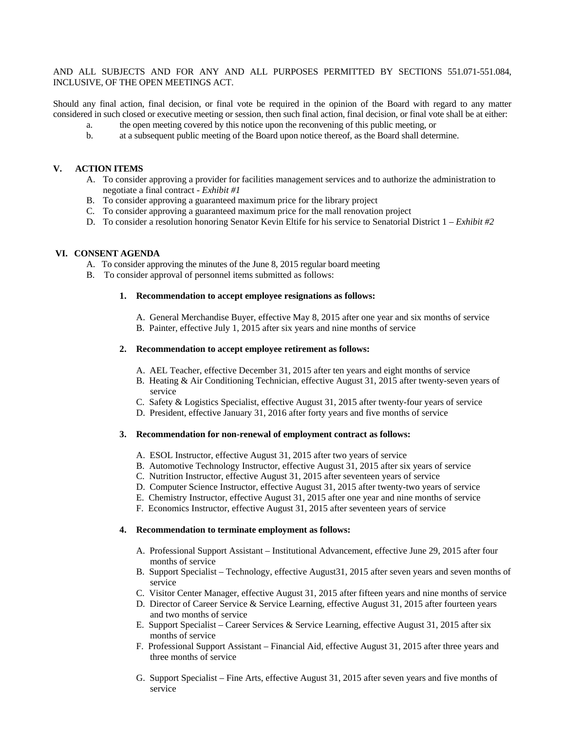AND ALL SUBJECTS AND FOR ANY AND ALL PURPOSES PERMITTED BY SECTIONS 551.071-551.084, INCLUSIVE, OF THE OPEN MEETINGS ACT.

Should any final action, final decision, or final vote be required in the opinion of the Board with regard to any matter considered in such closed or executive meeting or session, then such final action, final decision, or final vote shall be at either:

a. the open meeting covered by this notice upon the reconvening of this public meeting, or
b. at a subsequent public meeting of the Board upon notice thereof, as the Board shall determine.

## V. ACTION ITEMS

A. To consider approving a provider for facilities management services and to authorize the administration to negotiate a final contract - *Exhibit #1*
B. To consider approving a guaranteed maximum price for the library project
C. To consider approving a guaranteed maximum price for the mall renovation project
D. To consider a resolution honoring Senator Kevin Eltife for his service to Senatorial District 1 – *Exhibit #2*

## VI. CONSENT AGENDA

A. To consider approving the minutes of the June 8, 2015 regular board meeting
B. To consider approval of personnel items submitted as follows:

**1. Recommendation to accept employee resignations as follows:**

A. General Merchandise Buyer, effective May 8, 2015 after one year and six months of service
B. Painter, effective July 1, 2015 after six years and nine months of service

**2. Recommendation to accept employee retirement as follows:**

A. AEL Teacher, effective December 31, 2015 after ten years and eight months of service
B. Heating & Air Conditioning Technician, effective August 31, 2015 after twenty-seven years of service
C. Safety & Logistics Specialist, effective August 31, 2015 after twenty-four years of service
D. President, effective January 31, 2016 after forty years and five months of service

**3. Recommendation for non-renewal of employment contract as follows:**

A. ESOL Instructor, effective August 31, 2015 after two years of service
B. Automotive Technology Instructor, effective August 31, 2015 after six years of service
C. Nutrition Instructor, effective August 31, 2015 after seventeen years of service
D. Computer Science Instructor, effective August 31, 2015 after twenty-two years of service
E. Chemistry Instructor, effective August 31, 2015 after one year and nine months of service
F. Economics Instructor, effective August 31, 2015 after seventeen years of service

**4. Recommendation to terminate employment as follows:**

A. Professional Support Assistant – Institutional Advancement, effective June 29, 2015 after four months of service
B. Support Specialist – Technology, effective August31, 2015 after seven years and seven months of service
C. Visitor Center Manager, effective August 31, 2015 after fifteen years and nine months of service
D. Director of Career Service & Service Learning, effective August 31, 2015 after fourteen years and two months of service
E. Support Specialist – Career Services & Service Learning, effective August 31, 2015 after six months of service
F. Professional Support Assistant – Financial Aid, effective August 31, 2015 after three years and three months of service
G. Support Specialist – Fine Arts, effective August 31, 2015 after seven years and five months of service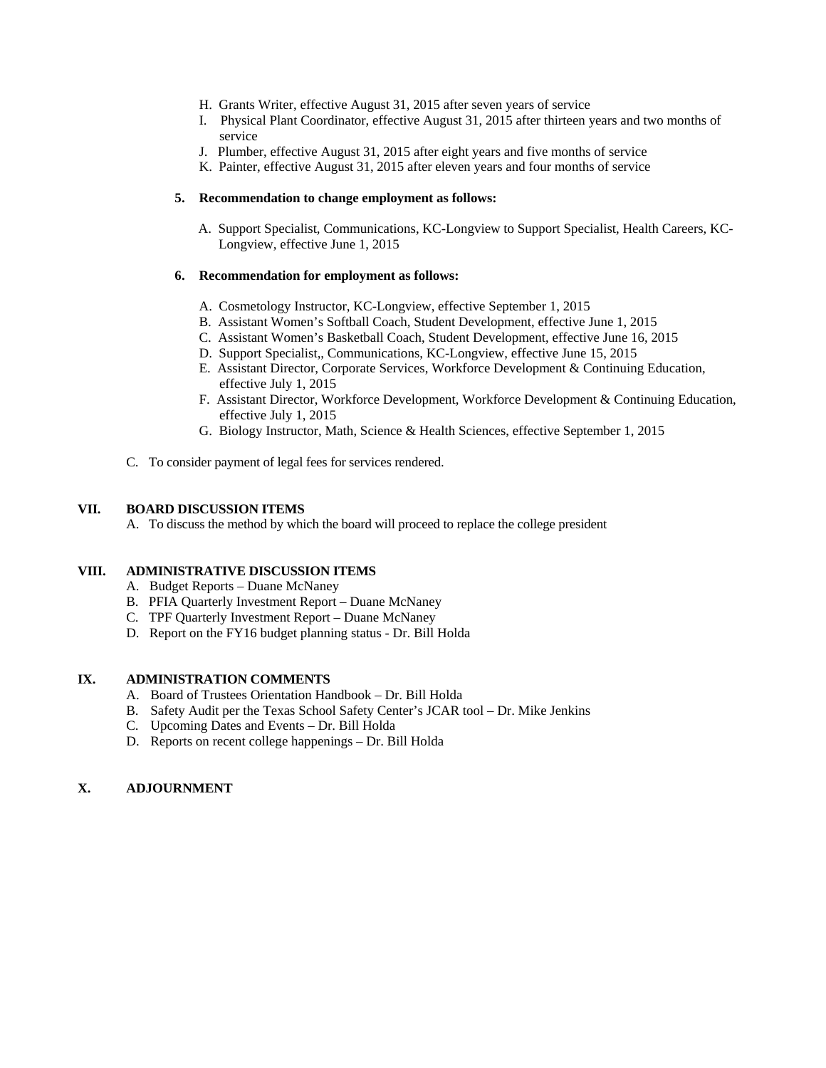H. Grants Writer, effective August 31, 2015 after seven years of service
I. Physical Plant Coordinator, effective August 31, 2015 after thirteen years and two months of service
J. Plumber, effective August 31, 2015 after eight years and five months of service
K. Painter, effective August 31, 2015 after eleven years and four months of service

**5. Recommendation to change employment as follows:**

A. Support Specialist, Communications, KC-Longview to Support Specialist, Health Careers, KC-Longview, effective June 1, 2015

**6. Recommendation for employment as follows:**

A. Cosmetology Instructor, KC-Longview, effective September 1, 2015
B. Assistant Women's Softball Coach, Student Development, effective June 1, 2015
C. Assistant Women's Basketball Coach, Student Development, effective June 16, 2015
D. Support Specialist,, Communications, KC-Longview, effective June 15, 2015
E. Assistant Director, Corporate Services, Workforce Development & Continuing Education, effective July 1, 2015
F. Assistant Director, Workforce Development, Workforce Development & Continuing Education, effective July 1, 2015
G. Biology Instructor, Math, Science & Health Sciences, effective September 1, 2015

C. To consider payment of legal fees for services rendered.

## VII. BOARD DISCUSSION ITEMS

A. To discuss the method by which the board will proceed to replace the college president

## VIII. ADMINISTRATIVE DISCUSSION ITEMS

A. Budget Reports – Duane McNaney
B. PFIA Quarterly Investment Report – Duane McNaney
C. TPF Quarterly Investment Report – Duane McNaney
D. Report on the FY16 budget planning status - Dr. Bill Holda

## IX. ADMINISTRATION COMMENTS

A. Board of Trustees Orientation Handbook – Dr. Bill Holda
B. Safety Audit per the Texas School Safety Center's JCAR tool – Dr. Mike Jenkins
C. Upcoming Dates and Events – Dr. Bill Holda
D. Reports on recent college happenings – Dr. Bill Holda

## X. ADJOURNMENT